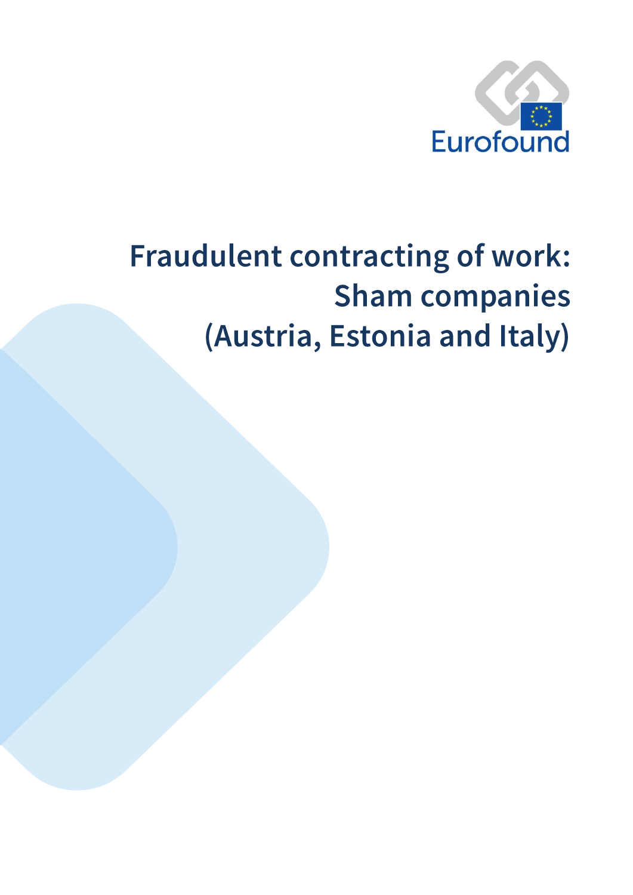Eurofound

# Fraudulent contracting of work: Sham companies (Austria, Estonia and Italy)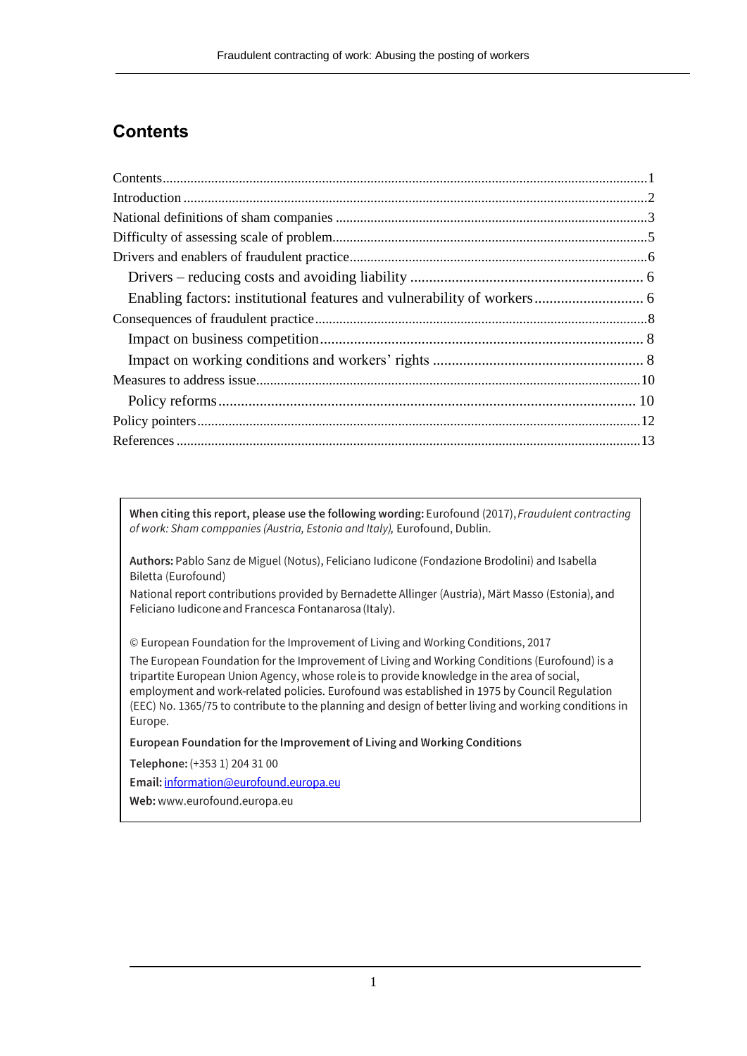## Contents

Contents ........................................................................................................................................1
Introduction ...................................................................................................................................2
National definitions of sham companies ........................................................................................3
Difficulty of assessing scale of problem.........................................................................................5
Drivers and enablers of fraudulent practice...................................................................................6
  Drivers – reducing costs and avoiding liability ............................................................ 6
  Enabling factors: institutional features and vulnerability of workers............................ 6
Consequences of fraudulent practice.............................................................................................8
  Impact on business competition..................................................................................... 8
  Impact on working conditions and workers' rights ....................................................... 8
Measures to address issue............................................................................................................10
  Policy reforms............................................................................................................ 10
Policy pointers.............................................................................................................................12
References ...................................................................................................................................13

**When citing this report, please use the following wording:** Eurofound (2017), *Fraudulent contracting of work: Sham comppanies (Austria, Estonia and Italy),* Eurofound, Dublin.

**Authors:** Pablo Sanz de Miguel (Notus), Feliciano Iudicone (Fondazione Brodolini) and Isabella Biletta (Eurofound)

National report contributions provided by Bernadette Allinger (Austria), Märt Masso (Estonia), and Feliciano Iudicone and Francesca Fontanarosa (Italy).

© European Foundation for the Improvement of Living and Working Conditions, 2017

The European Foundation for the Improvement of Living and Working Conditions (Eurofound) is a tripartite European Union Agency, whose role is to provide knowledge in the area of social, employment and work-related policies. Eurofound was established in 1975 by Council Regulation (EEC) No. 1365/75 to contribute to the planning and design of better living and working conditions in Europe.

**European Foundation for the Improvement of Living and Working Conditions**

**Telephone:** (+353 1) 204 31 00

**Email:** information@eurofound.europa.eu

**Web:** www.eurofound.europa.eu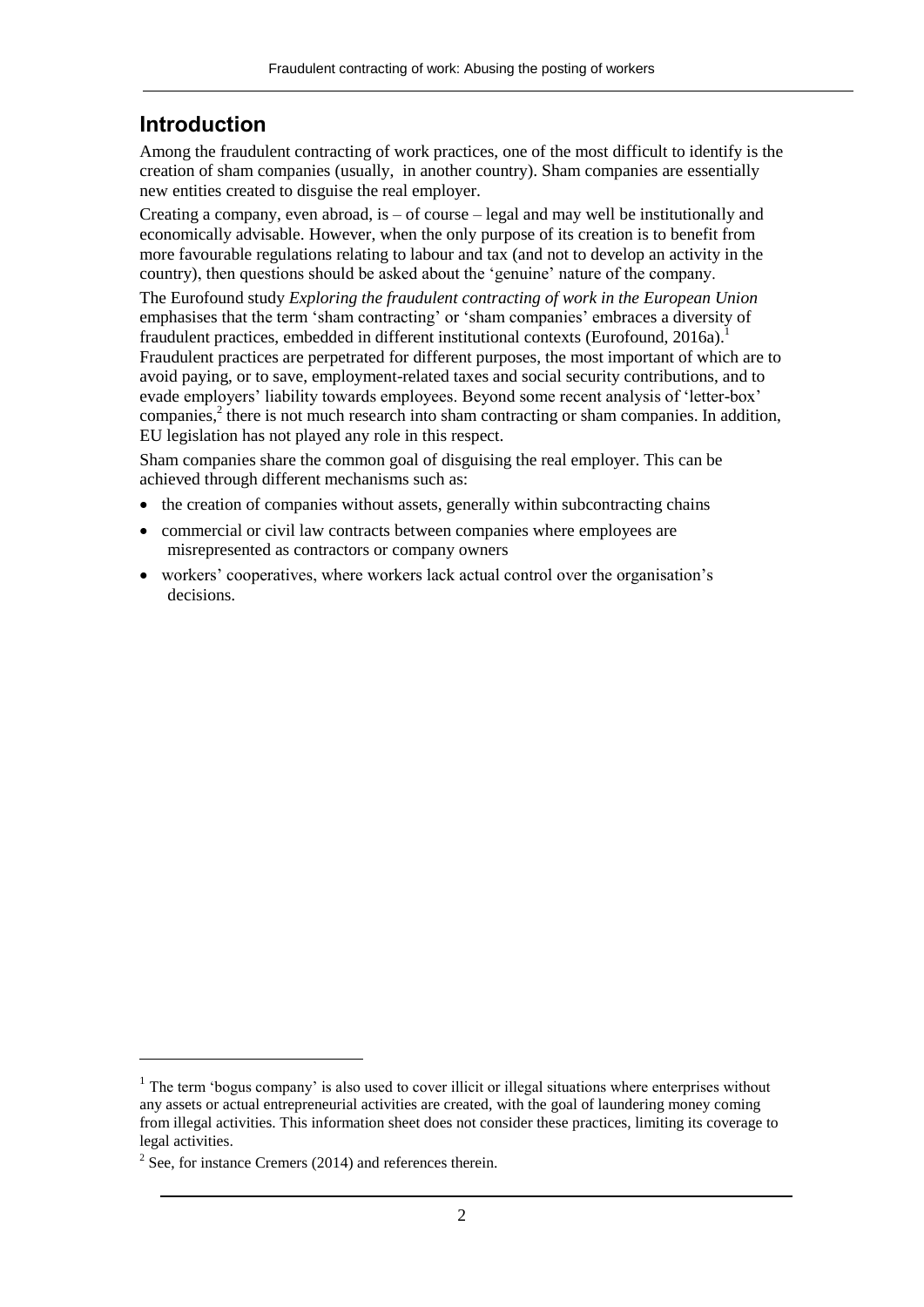## Introduction

Among the fraudulent contracting of work practices, one of the most difficult to identify is the creation of sham companies (usually, in another country). Sham companies are essentially new entities created to disguise the real employer.

Creating a company, even abroad, is – of course – legal and may well be institutionally and economically advisable. However, when the only purpose of its creation is to benefit from more favourable regulations relating to labour and tax (and not to develop an activity in the country), then questions should be asked about the 'genuine' nature of the company.

The Eurofound study *Exploring the fraudulent contracting of work in the European Union* emphasises that the term 'sham contracting' or 'sham companies' embraces a diversity of fraudulent practices, embedded in different institutional contexts (Eurofound, 2016a).[1] Fraudulent practices are perpetrated for different purposes, the most important of which are to avoid paying, or to save, employment-related taxes and social security contributions, and to evade employers' liability towards employees. Beyond some recent analysis of 'letter-box' companies,[2] there is not much research into sham contracting or sham companies. In addition, EU legislation has not played any role in this respect.

Sham companies share the common goal of disguising the real employer. This can be achieved through different mechanisms such as:

- the creation of companies without assets, generally within subcontracting chains
- commercial or civil law contracts between companies where employees are misrepresented as contractors or company owners
- workers' cooperatives, where workers lack actual control over the organisation's decisions.

---

[1] The term 'bogus company' is also used to cover illicit or illegal situations where enterprises without any assets or actual entrepreneurial activities are created, with the goal of laundering money coming from illegal activities. This information sheet does not consider these practices, limiting its coverage to legal activities.

[2] See, for instance Cremers (2014) and references therein.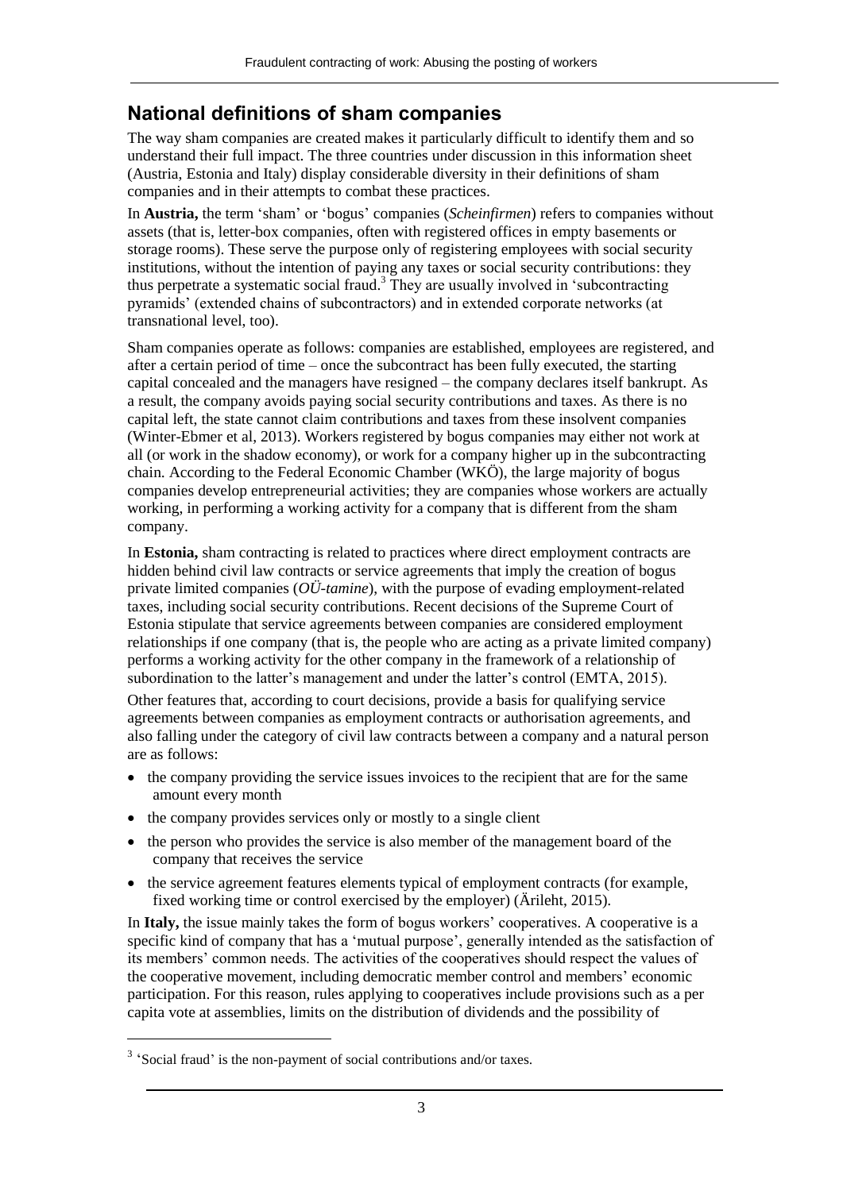## National definitions of sham companies

The way sham companies are created makes it particularly difficult to identify them and so understand their full impact. The three countries under discussion in this information sheet (Austria, Estonia and Italy) display considerable diversity in their definitions of sham companies and in their attempts to combat these practices.

In **Austria,** the term 'sham' or 'bogus' companies (*Scheinfirmen*) refers to companies without assets (that is, letter-box companies, often with registered offices in empty basements or storage rooms). These serve the purpose only of registering employees with social security institutions, without the intention of paying any taxes or social security contributions: they thus perpetrate a systematic social fraud.[3] They are usually involved in 'subcontracting pyramids' (extended chains of subcontractors) and in extended corporate networks (at transnational level, too).

Sham companies operate as follows: companies are established, employees are registered, and after a certain period of time – once the subcontract has been fully executed, the starting capital concealed and the managers have resigned – the company declares itself bankrupt. As a result, the company avoids paying social security contributions and taxes. As there is no capital left, the state cannot claim contributions and taxes from these insolvent companies (Winter-Ebmer et al, 2013). Workers registered by bogus companies may either not work at all (or work in the shadow economy), or work for a company higher up in the subcontracting chain. According to the Federal Economic Chamber (WKÖ), the large majority of bogus companies develop entrepreneurial activities; they are companies whose workers are actually working, in performing a working activity for a company that is different from the sham company.

In **Estonia,** sham contracting is related to practices where direct employment contracts are hidden behind civil law contracts or service agreements that imply the creation of bogus private limited companies (*OÜ-tamine*), with the purpose of evading employment-related taxes, including social security contributions. Recent decisions of the Supreme Court of Estonia stipulate that service agreements between companies are considered employment relationships if one company (that is, the people who are acting as a private limited company) performs a working activity for the other company in the framework of a relationship of subordination to the latter's management and under the latter's control (EMTA, 2015).

Other features that, according to court decisions, provide a basis for qualifying service agreements between companies as employment contracts or authorisation agreements, and also falling under the category of civil law contracts between a company and a natural person are as follows:

- the company providing the service issues invoices to the recipient that are for the same amount every month
- the company provides services only or mostly to a single client
- the person who provides the service is also member of the management board of the company that receives the service
- the service agreement features elements typical of employment contracts (for example, fixed working time or control exercised by the employer) (Ärileht, 2015).

In **Italy,** the issue mainly takes the form of bogus workers' cooperatives. A cooperative is a specific kind of company that has a 'mutual purpose', generally intended as the satisfaction of its members' common needs. The activities of the cooperatives should respect the values of the cooperative movement, including democratic member control and members' economic participation. For this reason, rules applying to cooperatives include provisions such as a per capita vote at assemblies, limits on the distribution of dividends and the possibility of

[3] 'Social fraud' is the non-payment of social contributions and/or taxes.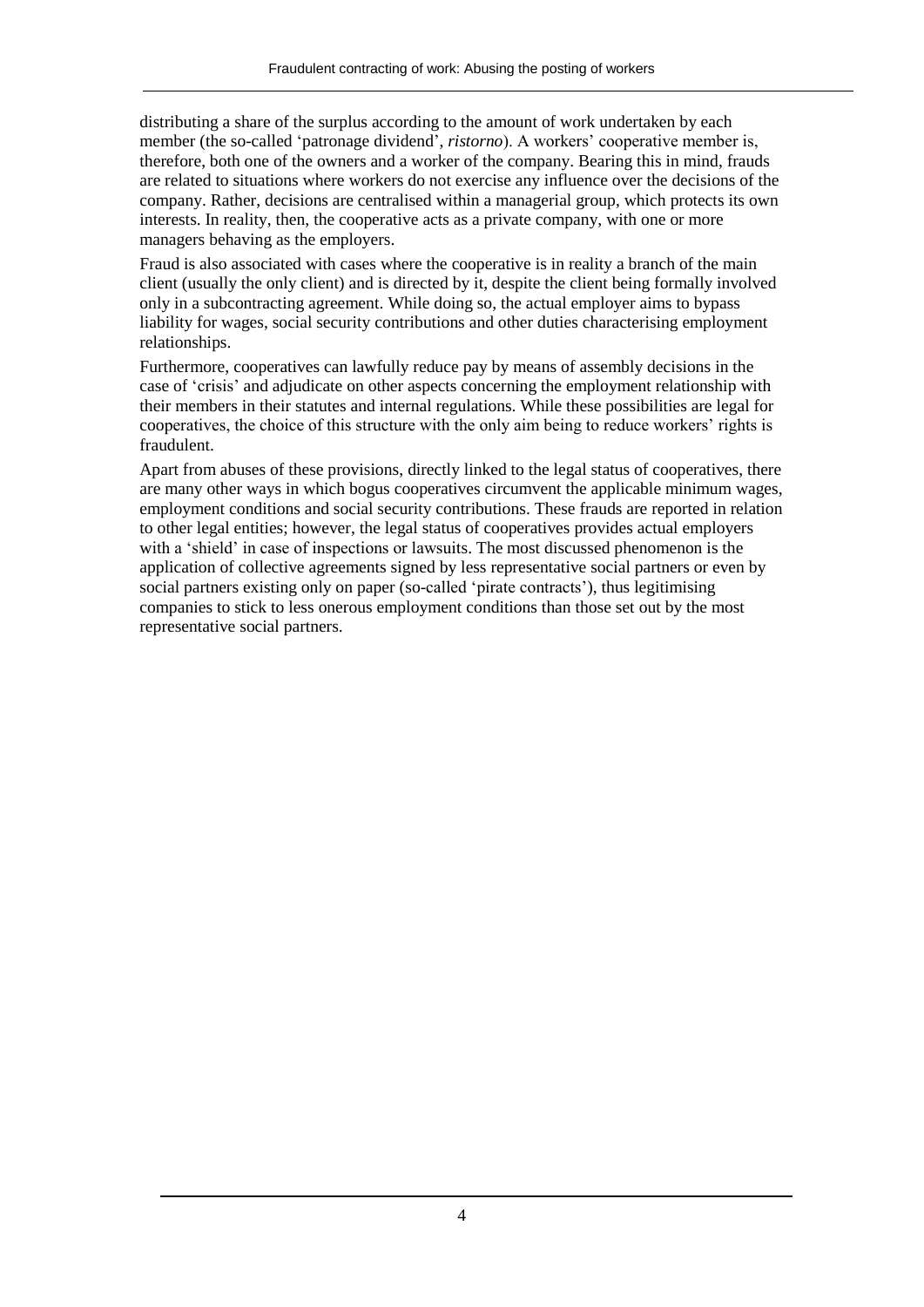distributing a share of the surplus according to the amount of work undertaken by each member (the so-called 'patronage dividend', *ristorno*). A workers' cooperative member is, therefore, both one of the owners and a worker of the company. Bearing this in mind, frauds are related to situations where workers do not exercise any influence over the decisions of the company. Rather, decisions are centralised within a managerial group, which protects its own interests. In reality, then, the cooperative acts as a private company, with one or more managers behaving as the employers.

Fraud is also associated with cases where the cooperative is in reality a branch of the main client (usually the only client) and is directed by it, despite the client being formally involved only in a subcontracting agreement. While doing so, the actual employer aims to bypass liability for wages, social security contributions and other duties characterising employment relationships.

Furthermore, cooperatives can lawfully reduce pay by means of assembly decisions in the case of 'crisis' and adjudicate on other aspects concerning the employment relationship with their members in their statutes and internal regulations. While these possibilities are legal for cooperatives, the choice of this structure with the only aim being to reduce workers' rights is fraudulent.

Apart from abuses of these provisions, directly linked to the legal status of cooperatives, there are many other ways in which bogus cooperatives circumvent the applicable minimum wages, employment conditions and social security contributions. These frauds are reported in relation to other legal entities; however, the legal status of cooperatives provides actual employers with a 'shield' in case of inspections or lawsuits. The most discussed phenomenon is the application of collective agreements signed by less representative social partners or even by social partners existing only on paper (so-called 'pirate contracts'), thus legitimising companies to stick to less onerous employment conditions than those set out by the most representative social partners.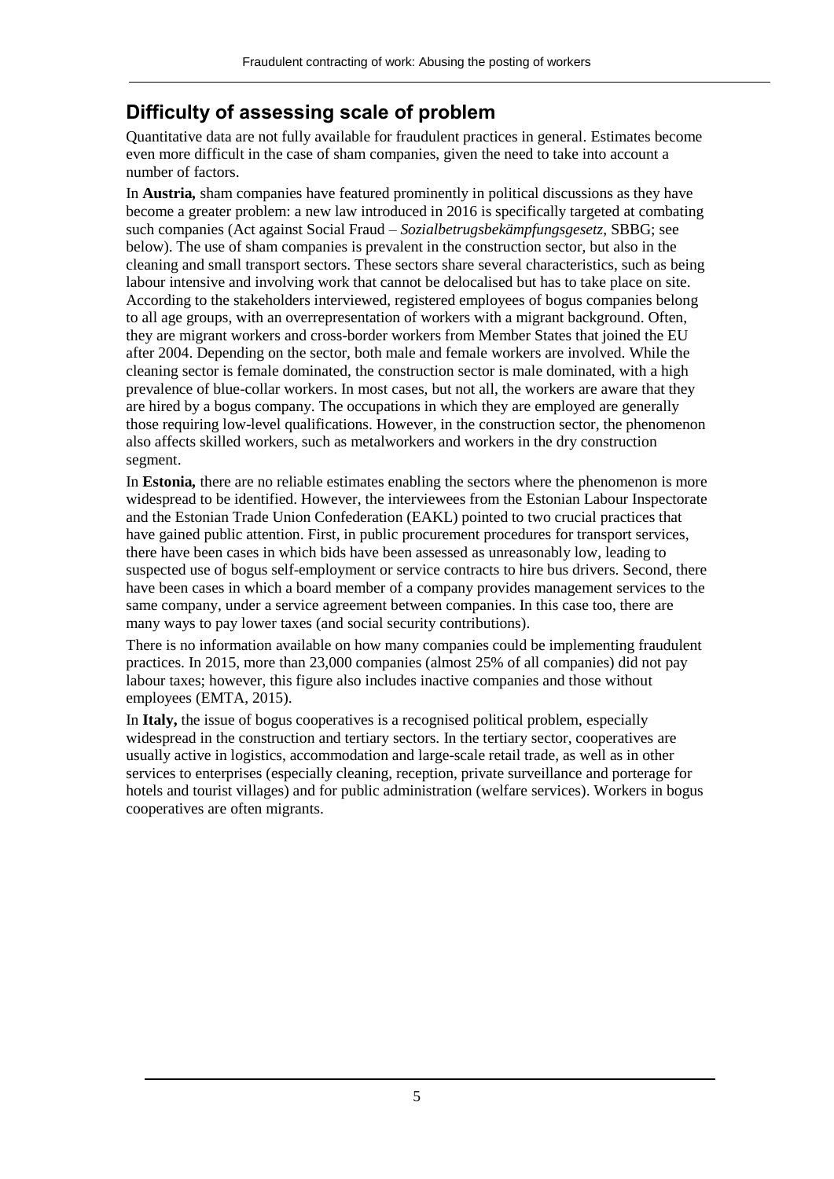## Difficulty of assessing scale of problem

Quantitative data are not fully available for fraudulent practices in general. Estimates become even more difficult in the case of sham companies, given the need to take into account a number of factors.

In **Austria,** sham companies have featured prominently in political discussions as they have become a greater problem: a new law introduced in 2016 is specifically targeted at combating such companies (Act against Social Fraud – *Sozialbetrugsbekämpfungsgesetz*, SBBG; see below). The use of sham companies is prevalent in the construction sector, but also in the cleaning and small transport sectors. These sectors share several characteristics, such as being labour intensive and involving work that cannot be delocalised but has to take place on site. According to the stakeholders interviewed, registered employees of bogus companies belong to all age groups, with an overrepresentation of workers with a migrant background. Often, they are migrant workers and cross-border workers from Member States that joined the EU after 2004. Depending on the sector, both male and female workers are involved. While the cleaning sector is female dominated, the construction sector is male dominated, with a high prevalence of blue-collar workers. In most cases, but not all, the workers are aware that they are hired by a bogus company. The occupations in which they are employed are generally those requiring low-level qualifications. However, in the construction sector, the phenomenon also affects skilled workers, such as metalworkers and workers in the dry construction segment.

In **Estonia,** there are no reliable estimates enabling the sectors where the phenomenon is more widespread to be identified. However, the interviewees from the Estonian Labour Inspectorate and the Estonian Trade Union Confederation (EAKL) pointed to two crucial practices that have gained public attention. First, in public procurement procedures for transport services, there have been cases in which bids have been assessed as unreasonably low, leading to suspected use of bogus self-employment or service contracts to hire bus drivers. Second, there have been cases in which a board member of a company provides management services to the same company, under a service agreement between companies. In this case too, there are many ways to pay lower taxes (and social security contributions).

There is no information available on how many companies could be implementing fraudulent practices. In 2015, more than 23,000 companies (almost 25% of all companies) did not pay labour taxes; however, this figure also includes inactive companies and those without employees (EMTA, 2015).

In **Italy,** the issue of bogus cooperatives is a recognised political problem, especially widespread in the construction and tertiary sectors. In the tertiary sector, cooperatives are usually active in logistics, accommodation and large-scale retail trade, as well as in other services to enterprises (especially cleaning, reception, private surveillance and porterage for hotels and tourist villages) and for public administration (welfare services). Workers in bogus cooperatives are often migrants.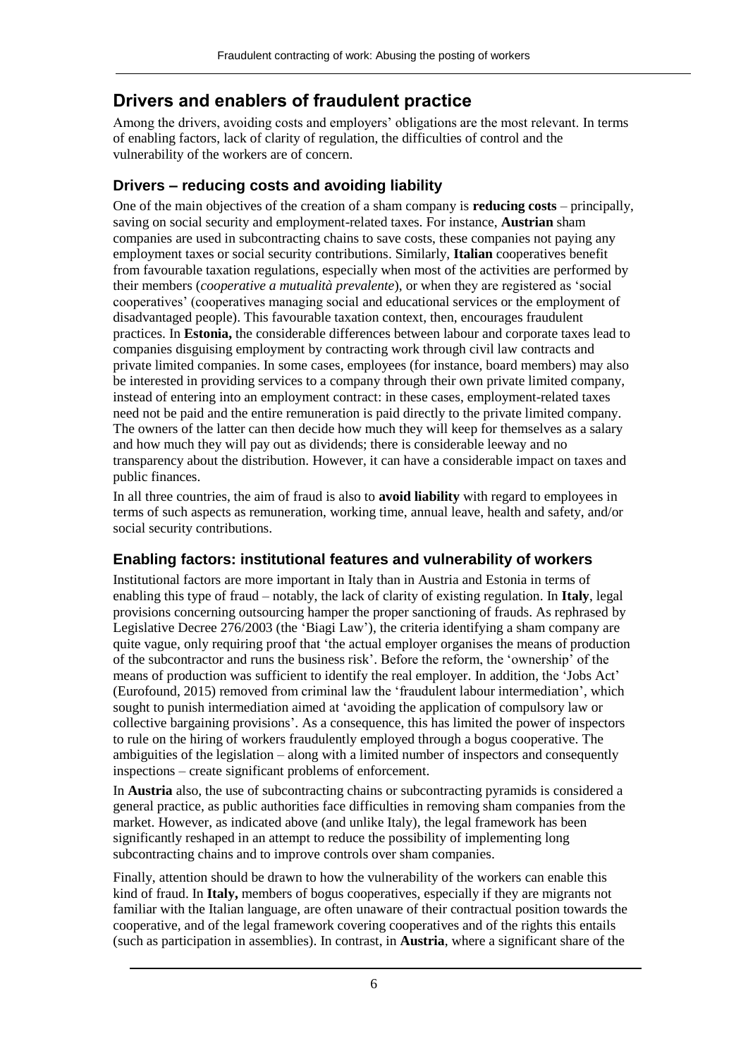## Drivers and enablers of fraudulent practice

Among the drivers, avoiding costs and employers' obligations are the most relevant. In terms of enabling factors, lack of clarity of regulation, the difficulties of control and the vulnerability of the workers are of concern.

### Drivers – reducing costs and avoiding liability

One of the main objectives of the creation of a sham company is **reducing costs** – principally, saving on social security and employment-related taxes. For instance, **Austrian** sham companies are used in subcontracting chains to save costs, these companies not paying any employment taxes or social security contributions. Similarly, **Italian** cooperatives benefit from favourable taxation regulations, especially when most of the activities are performed by their members (*cooperative a mutualità prevalente*), or when they are registered as 'social cooperatives' (cooperatives managing social and educational services or the employment of disadvantaged people). This favourable taxation context, then, encourages fraudulent practices. In **Estonia,** the considerable differences between labour and corporate taxes lead to companies disguising employment by contracting work through civil law contracts and private limited companies. In some cases, employees (for instance, board members) may also be interested in providing services to a company through their own private limited company, instead of entering into an employment contract: in these cases, employment-related taxes need not be paid and the entire remuneration is paid directly to the private limited company. The owners of the latter can then decide how much they will keep for themselves as a salary and how much they will pay out as dividends; there is considerable leeway and no transparency about the distribution. However, it can have a considerable impact on taxes and public finances.

In all three countries, the aim of fraud is also to **avoid liability** with regard to employees in terms of such aspects as remuneration, working time, annual leave, health and safety, and/or social security contributions.

### Enabling factors: institutional features and vulnerability of workers

Institutional factors are more important in Italy than in Austria and Estonia in terms of enabling this type of fraud – notably, the lack of clarity of existing regulation. In **Italy**, legal provisions concerning outsourcing hamper the proper sanctioning of frauds. As rephrased by Legislative Decree 276/2003 (the 'Biagi Law'), the criteria identifying a sham company are quite vague, only requiring proof that 'the actual employer organises the means of production of the subcontractor and runs the business risk'. Before the reform, the 'ownership' of the means of production was sufficient to identify the real employer. In addition, the 'Jobs Act' (Eurofound, 2015) removed from criminal law the 'fraudulent labour intermediation', which sought to punish intermediation aimed at 'avoiding the application of compulsory law or collective bargaining provisions'. As a consequence, this has limited the power of inspectors to rule on the hiring of workers fraudulently employed through a bogus cooperative. The ambiguities of the legislation – along with a limited number of inspectors and consequently inspections – create significant problems of enforcement.

In **Austria** also, the use of subcontracting chains or subcontracting pyramids is considered a general practice, as public authorities face difficulties in removing sham companies from the market. However, as indicated above (and unlike Italy), the legal framework has been significantly reshaped in an attempt to reduce the possibility of implementing long subcontracting chains and to improve controls over sham companies.

Finally, attention should be drawn to how the vulnerability of the workers can enable this kind of fraud. In **Italy,** members of bogus cooperatives, especially if they are migrants not familiar with the Italian language, are often unaware of their contractual position towards the cooperative, and of the legal framework covering cooperatives and of the rights this entails (such as participation in assemblies). In contrast, in **Austria**, where a significant share of the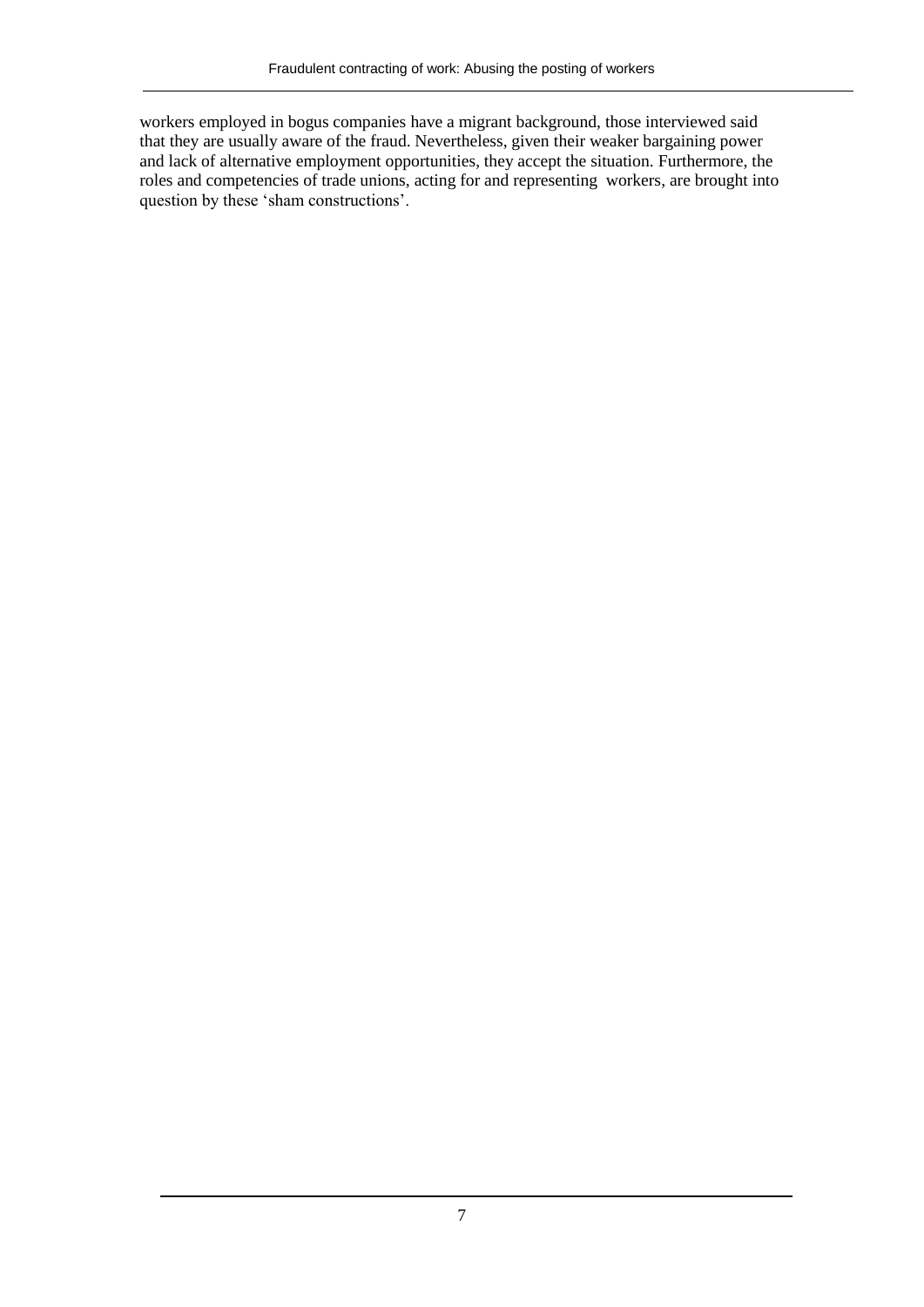workers employed in bogus companies have a migrant background, those interviewed said that they are usually aware of the fraud. Nevertheless, given their weaker bargaining power and lack of alternative employment opportunities, they accept the situation. Furthermore, the roles and competencies of trade unions, acting for and representing workers, are brought into question by these 'sham constructions'.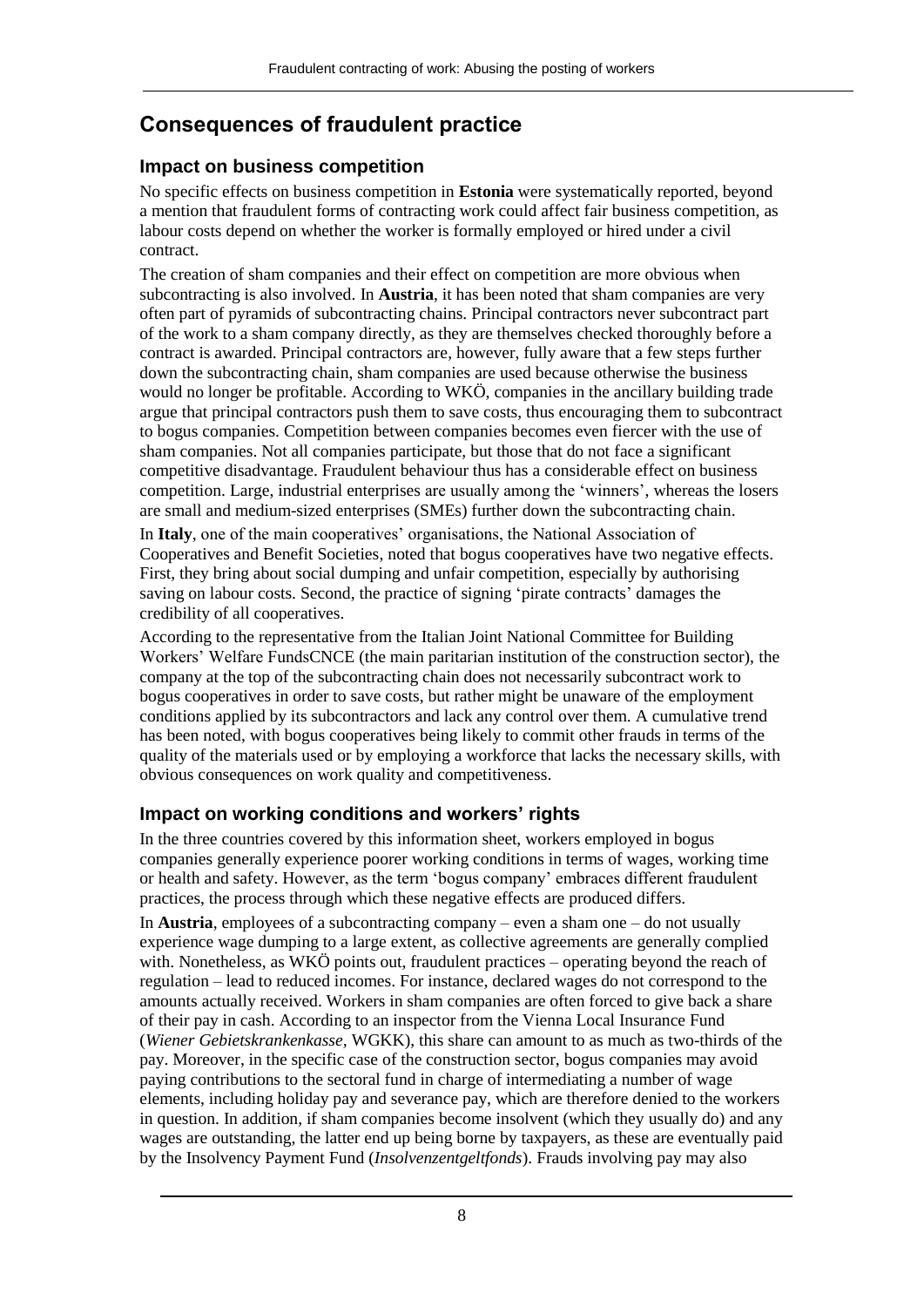## Consequences of fraudulent practice

### Impact on business competition

No specific effects on business competition in **Estonia** were systematically reported, beyond a mention that fraudulent forms of contracting work could affect fair business competition, as labour costs depend on whether the worker is formally employed or hired under a civil contract.

The creation of sham companies and their effect on competition are more obvious when subcontracting is also involved. In **Austria**, it has been noted that sham companies are very often part of pyramids of subcontracting chains. Principal contractors never subcontract part of the work to a sham company directly, as they are themselves checked thoroughly before a contract is awarded. Principal contractors are, however, fully aware that a few steps further down the subcontracting chain, sham companies are used because otherwise the business would no longer be profitable. According to WKÖ, companies in the ancillary building trade argue that principal contractors push them to save costs, thus encouraging them to subcontract to bogus companies. Competition between companies becomes even fiercer with the use of sham companies. Not all companies participate, but those that do not face a significant competitive disadvantage. Fraudulent behaviour thus has a considerable effect on business competition. Large, industrial enterprises are usually among the 'winners', whereas the losers are small and medium-sized enterprises (SMEs) further down the subcontracting chain.

In **Italy**, one of the main cooperatives' organisations, the National Association of Cooperatives and Benefit Societies, noted that bogus cooperatives have two negative effects. First, they bring about social dumping and unfair competition, especially by authorising saving on labour costs. Second, the practice of signing 'pirate contracts' damages the credibility of all cooperatives.

According to the representative from the Italian Joint National Committee for Building Workers' Welfare FundsCNCE (the main paritarian institution of the construction sector), the company at the top of the subcontracting chain does not necessarily subcontract work to bogus cooperatives in order to save costs, but rather might be unaware of the employment conditions applied by its subcontractors and lack any control over them. A cumulative trend has been noted, with bogus cooperatives being likely to commit other frauds in terms of the quality of the materials used or by employing a workforce that lacks the necessary skills, with obvious consequences on work quality and competitiveness.

### Impact on working conditions and workers' rights

In the three countries covered by this information sheet, workers employed in bogus companies generally experience poorer working conditions in terms of wages, working time or health and safety. However, as the term 'bogus company' embraces different fraudulent practices, the process through which these negative effects are produced differs.

In **Austria**, employees of a subcontracting company – even a sham one – do not usually experience wage dumping to a large extent, as collective agreements are generally complied with. Nonetheless, as WKÖ points out, fraudulent practices – operating beyond the reach of regulation – lead to reduced incomes. For instance, declared wages do not correspond to the amounts actually received. Workers in sham companies are often forced to give back a share of their pay in cash. According to an inspector from the Vienna Local Insurance Fund (*Wiener Gebietskrankenkasse*, WGKK), this share can amount to as much as two-thirds of the pay. Moreover, in the specific case of the construction sector, bogus companies may avoid paying contributions to the sectoral fund in charge of intermediating a number of wage elements, including holiday pay and severance pay, which are therefore denied to the workers in question. In addition, if sham companies become insolvent (which they usually do) and any wages are outstanding, the latter end up being borne by taxpayers, as these are eventually paid by the Insolvency Payment Fund (*Insolvenzentgeltfonds*). Frauds involving pay may also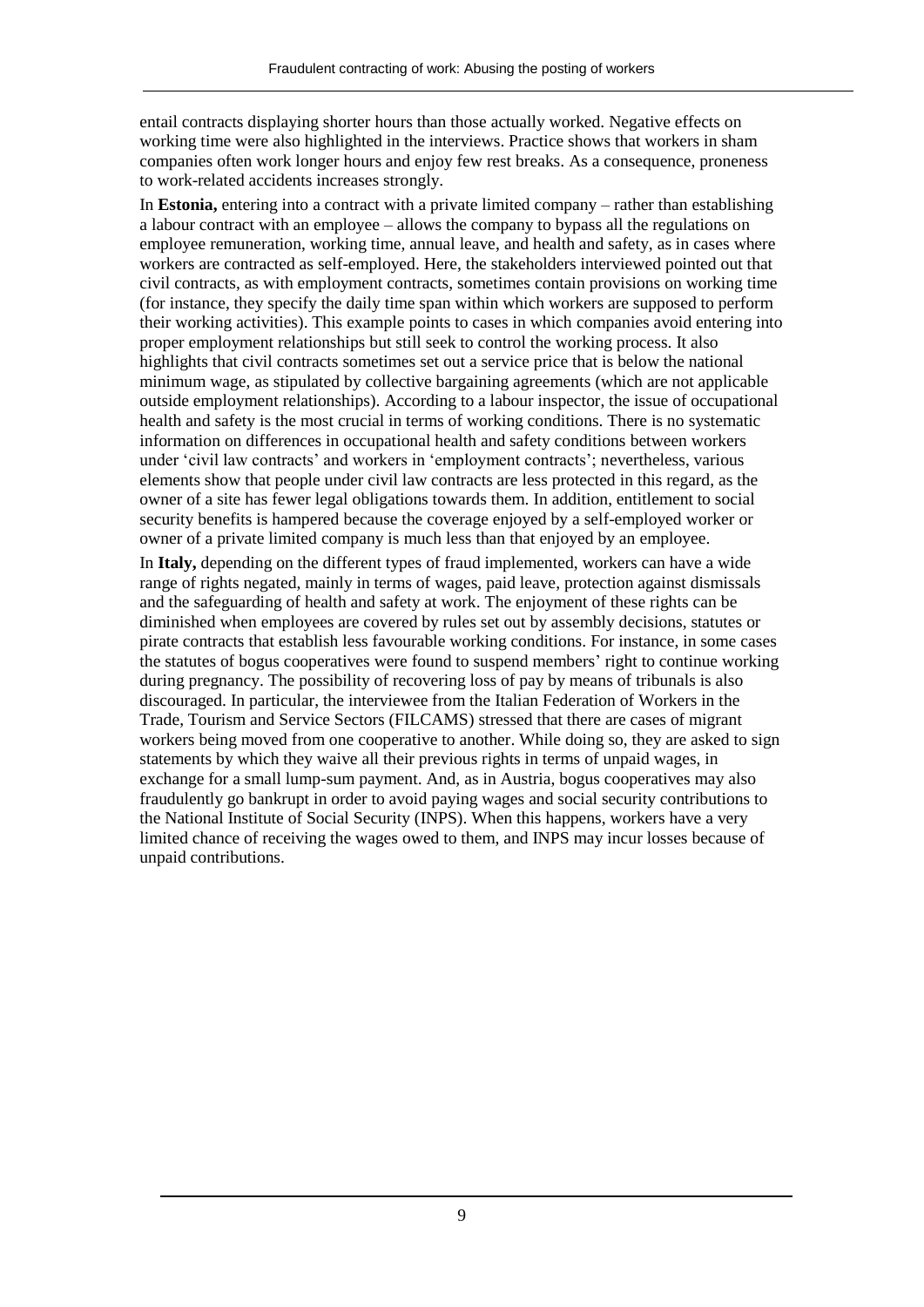entail contracts displaying shorter hours than those actually worked. Negative effects on working time were also highlighted in the interviews. Practice shows that workers in sham companies often work longer hours and enjoy few rest breaks. As a consequence, proneness to work-related accidents increases strongly.

In **Estonia,** entering into a contract with a private limited company – rather than establishing a labour contract with an employee – allows the company to bypass all the regulations on employee remuneration, working time, annual leave, and health and safety, as in cases where workers are contracted as self-employed. Here, the stakeholders interviewed pointed out that civil contracts, as with employment contracts, sometimes contain provisions on working time (for instance, they specify the daily time span within which workers are supposed to perform their working activities). This example points to cases in which companies avoid entering into proper employment relationships but still seek to control the working process. It also highlights that civil contracts sometimes set out a service price that is below the national minimum wage, as stipulated by collective bargaining agreements (which are not applicable outside employment relationships). According to a labour inspector, the issue of occupational health and safety is the most crucial in terms of working conditions. There is no systematic information on differences in occupational health and safety conditions between workers under 'civil law contracts' and workers in 'employment contracts'; nevertheless, various elements show that people under civil law contracts are less protected in this regard, as the owner of a site has fewer legal obligations towards them. In addition, entitlement to social security benefits is hampered because the coverage enjoyed by a self-employed worker or owner of a private limited company is much less than that enjoyed by an employee.

In **Italy,** depending on the different types of fraud implemented, workers can have a wide range of rights negated, mainly in terms of wages, paid leave, protection against dismissals and the safeguarding of health and safety at work. The enjoyment of these rights can be diminished when employees are covered by rules set out by assembly decisions, statutes or pirate contracts that establish less favourable working conditions. For instance, in some cases the statutes of bogus cooperatives were found to suspend members' right to continue working during pregnancy. The possibility of recovering loss of pay by means of tribunals is also discouraged. In particular, the interviewee from the Italian Federation of Workers in the Trade, Tourism and Service Sectors (FILCAMS) stressed that there are cases of migrant workers being moved from one cooperative to another. While doing so, they are asked to sign statements by which they waive all their previous rights in terms of unpaid wages, in exchange for a small lump-sum payment. And, as in Austria, bogus cooperatives may also fraudulently go bankrupt in order to avoid paying wages and social security contributions to the National Institute of Social Security (INPS). When this happens, workers have a very limited chance of receiving the wages owed to them, and INPS may incur losses because of unpaid contributions.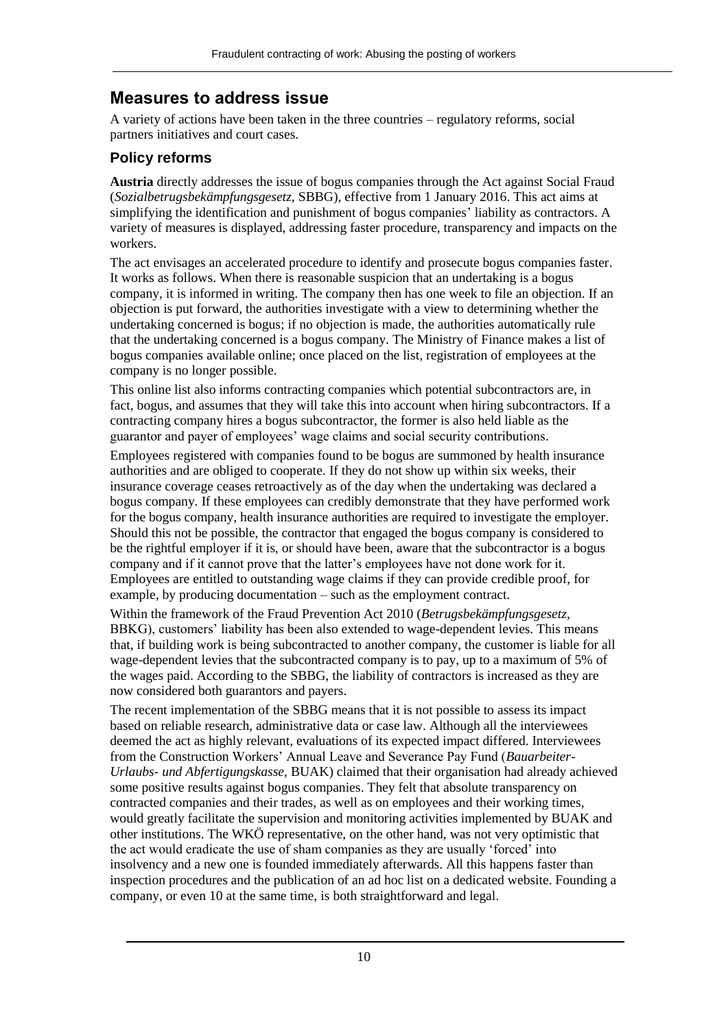## Measures to address issue

A variety of actions have been taken in the three countries – regulatory reforms, social partners initiatives and court cases.

### Policy reforms

**Austria** directly addresses the issue of bogus companies through the Act against Social Fraud (*Sozialbetrugsbekämpfungsgesetz,* SBBG), effective from 1 January 2016. This act aims at simplifying the identification and punishment of bogus companies' liability as contractors. A variety of measures is displayed, addressing faster procedure, transparency and impacts on the workers.

The act envisages an accelerated procedure to identify and prosecute bogus companies faster. It works as follows. When there is reasonable suspicion that an undertaking is a bogus company, it is informed in writing. The company then has one week to file an objection. If an objection is put forward, the authorities investigate with a view to determining whether the undertaking concerned is bogus; if no objection is made, the authorities automatically rule that the undertaking concerned is a bogus company. The Ministry of Finance makes a list of bogus companies available online; once placed on the list, registration of employees at the company is no longer possible.

This online list also informs contracting companies which potential subcontractors are, in fact, bogus, and assumes that they will take this into account when hiring subcontractors. If a contracting company hires a bogus subcontractor, the former is also held liable as the guarantor and payer of employees' wage claims and social security contributions.

Employees registered with companies found to be bogus are summoned by health insurance authorities and are obliged to cooperate. If they do not show up within six weeks, their insurance coverage ceases retroactively as of the day when the undertaking was declared a bogus company. If these employees can credibly demonstrate that they have performed work for the bogus company, health insurance authorities are required to investigate the employer. Should this not be possible, the contractor that engaged the bogus company is considered to be the rightful employer if it is, or should have been, aware that the subcontractor is a bogus company and if it cannot prove that the latter's employees have not done work for it. Employees are entitled to outstanding wage claims if they can provide credible proof, for example, by producing documentation – such as the employment contract.

Within the framework of the Fraud Prevention Act 2010 (*Betrugsbekämpfungsgesetz,* BBKG), customers' liability has been also extended to wage-dependent levies. This means that, if building work is being subcontracted to another company, the customer is liable for all wage-dependent levies that the subcontracted company is to pay, up to a maximum of 5% of the wages paid. According to the SBBG, the liability of contractors is increased as they are now considered both guarantors and payers.

The recent implementation of the SBBG means that it is not possible to assess its impact based on reliable research, administrative data or case law. Although all the interviewees deemed the act as highly relevant, evaluations of its expected impact differed. Interviewees from the Construction Workers' Annual Leave and Severance Pay Fund (*Bauarbeiter-Urlaubs- und Abfertigungskasse,* BUAK) claimed that their organisation had already achieved some positive results against bogus companies. They felt that absolute transparency on contracted companies and their trades, as well as on employees and their working times, would greatly facilitate the supervision and monitoring activities implemented by BUAK and other institutions. The WKÖ representative, on the other hand, was not very optimistic that the act would eradicate the use of sham companies as they are usually 'forced' into insolvency and a new one is founded immediately afterwards. All this happens faster than inspection procedures and the publication of an ad hoc list on a dedicated website. Founding a company, or even 10 at the same time, is both straightforward and legal.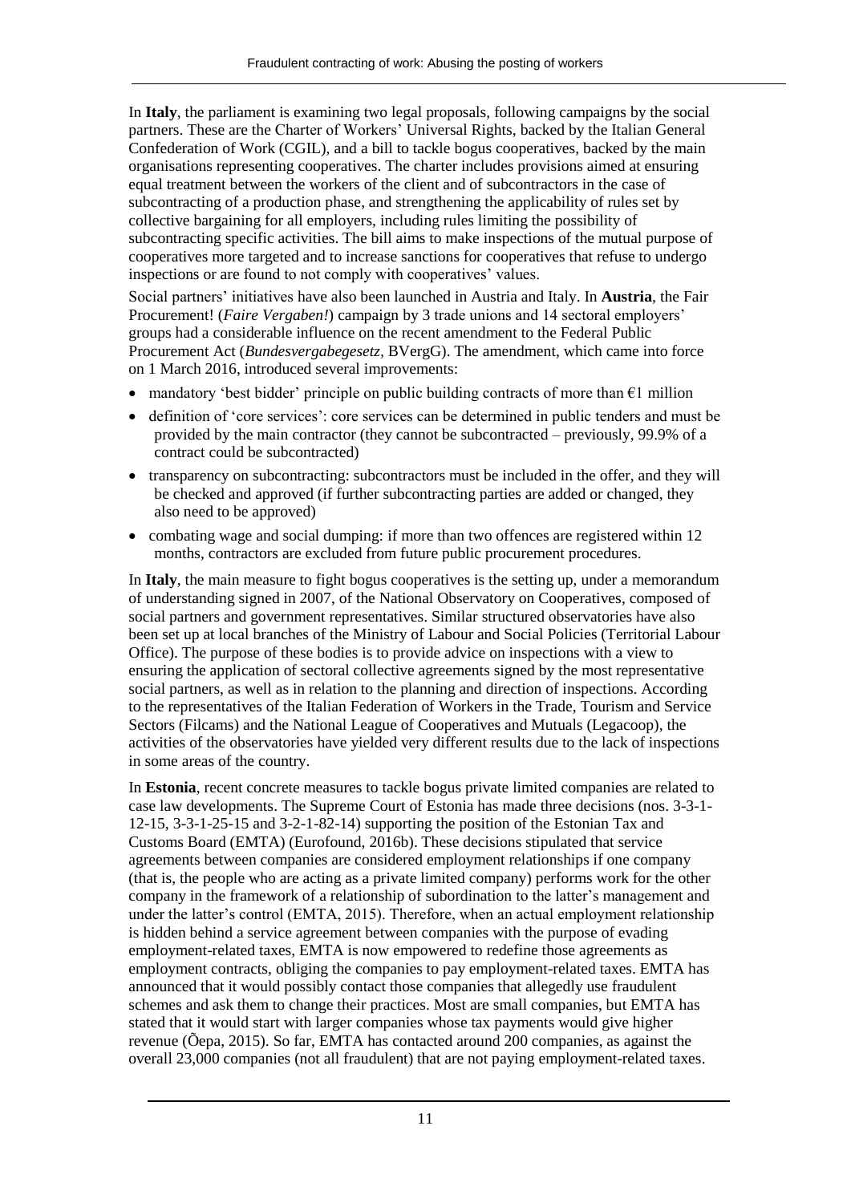In **Italy**, the parliament is examining two legal proposals, following campaigns by the social partners. These are the Charter of Workers' Universal Rights, backed by the Italian General Confederation of Work (CGIL), and a bill to tackle bogus cooperatives, backed by the main organisations representing cooperatives. The charter includes provisions aimed at ensuring equal treatment between the workers of the client and of subcontractors in the case of subcontracting of a production phase, and strengthening the applicability of rules set by collective bargaining for all employers, including rules limiting the possibility of subcontracting specific activities. The bill aims to make inspections of the mutual purpose of cooperatives more targeted and to increase sanctions for cooperatives that refuse to undergo inspections or are found to not comply with cooperatives' values.

Social partners' initiatives have also been launched in Austria and Italy. In **Austria**, the Fair Procurement! (*Faire Vergaben!*) campaign by 3 trade unions and 14 sectoral employers' groups had a considerable influence on the recent amendment to the Federal Public Procurement Act (*Bundesvergabegesetz*, BVergG). The amendment, which came into force on 1 March 2016, introduced several improvements:

- mandatory 'best bidder' principle on public building contracts of more than €1 million
- definition of 'core services': core services can be determined in public tenders and must be provided by the main contractor (they cannot be subcontracted – previously, 99.9% of a contract could be subcontracted)
- transparency on subcontracting: subcontractors must be included in the offer, and they will be checked and approved (if further subcontracting parties are added or changed, they also need to be approved)
- combating wage and social dumping: if more than two offences are registered within 12 months, contractors are excluded from future public procurement procedures.

In **Italy**, the main measure to fight bogus cooperatives is the setting up, under a memorandum of understanding signed in 2007, of the National Observatory on Cooperatives, composed of social partners and government representatives. Similar structured observatories have also been set up at local branches of the Ministry of Labour and Social Policies (Territorial Labour Office). The purpose of these bodies is to provide advice on inspections with a view to ensuring the application of sectoral collective agreements signed by the most representative social partners, as well as in relation to the planning and direction of inspections. According to the representatives of the Italian Federation of Workers in the Trade, Tourism and Service Sectors (Filcams) and the National League of Cooperatives and Mutuals (Legacoop), the activities of the observatories have yielded very different results due to the lack of inspections in some areas of the country.

In **Estonia**, recent concrete measures to tackle bogus private limited companies are related to case law developments. The Supreme Court of Estonia has made three decisions (nos. 3-3-1-12-15, 3-3-1-25-15 and 3-2-1-82-14) supporting the position of the Estonian Tax and Customs Board (EMTA) (Eurofound, 2016b). These decisions stipulated that service agreements between companies are considered employment relationships if one company (that is, the people who are acting as a private limited company) performs work for the other company in the framework of a relationship of subordination to the latter's management and under the latter's control (EMTA, 2015). Therefore, when an actual employment relationship is hidden behind a service agreement between companies with the purpose of evading employment-related taxes, EMTA is now empowered to redefine those agreements as employment contracts, obliging the companies to pay employment-related taxes. EMTA has announced that it would possibly contact those companies that allegedly use fraudulent schemes and ask them to change their practices. Most are small companies, but EMTA has stated that it would start with larger companies whose tax payments would give higher revenue (Õepa, 2015). So far, EMTA has contacted around 200 companies, as against the overall 23,000 companies (not all fraudulent) that are not paying employment-related taxes.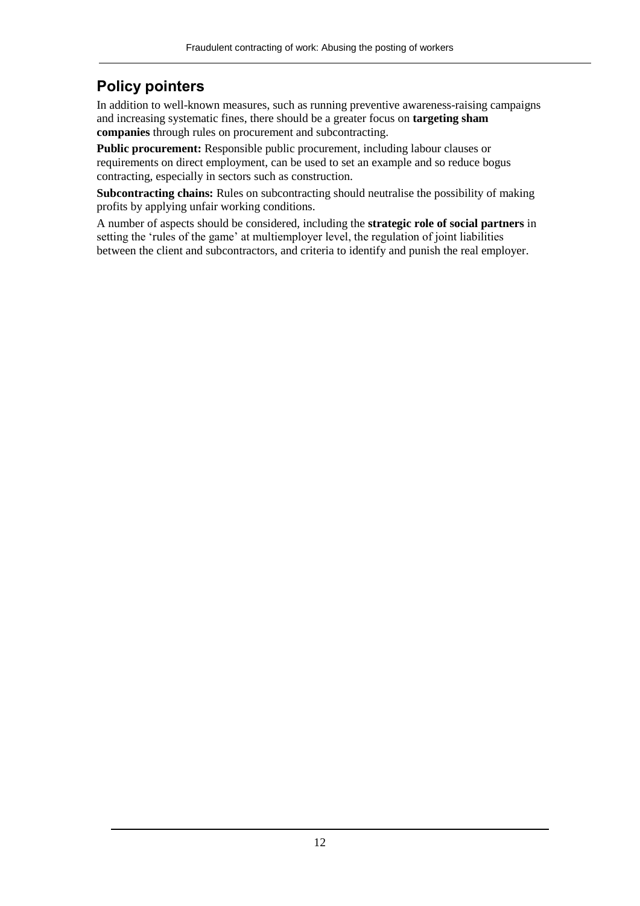## Policy pointers

In addition to well-known measures, such as running preventive awareness-raising campaigns and increasing systematic fines, there should be a greater focus on **targeting sham companies** through rules on procurement and subcontracting.

**Public procurement:** Responsible public procurement, including labour clauses or requirements on direct employment, can be used to set an example and so reduce bogus contracting, especially in sectors such as construction.

**Subcontracting chains:** Rules on subcontracting should neutralise the possibility of making profits by applying unfair working conditions.

A number of aspects should be considered, including the **strategic role of social partners** in setting the 'rules of the game' at multiemployer level, the regulation of joint liabilities between the client and subcontractors, and criteria to identify and punish the real employer.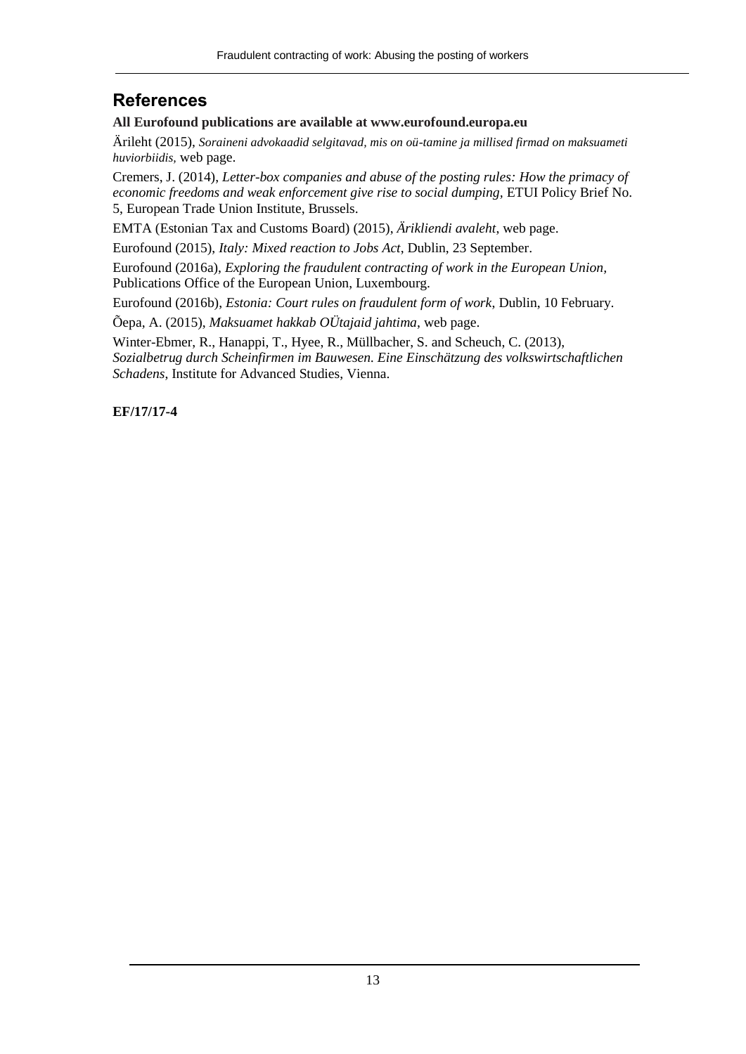## References

**All Eurofound publications are available at www.eurofound.europa.eu**

Ärileht (2015), *Soraineni advokaadid selgitavad, mis on oü-tamine ja millised firmad on maksuameti huviorbiidis,* web page.

Cremers, J. (2014), *Letter-box companies and abuse of the posting rules: How the primacy of economic freedoms and weak enforcement give rise to social dumping*, ETUI Policy Brief No. 5, European Trade Union Institute, Brussels.

EMTA (Estonian Tax and Customs Board) (2015), *Ärikliendi avaleht*, web page.

Eurofound (2015), *Italy: Mixed reaction to Jobs Act*, Dublin, 23 September.

Eurofound (2016a), *Exploring the fraudulent contracting of work in the European Union,* Publications Office of the European Union, Luxembourg.

Eurofound (2016b), *Estonia: Court rules on fraudulent form of work*, Dublin, 10 February.

Õepa, A. (2015), *Maksuamet hakkab OÜtajaid jahtima*, web page.

Winter-Ebmer, R., Hanappi, T., Hyee, R., Müllbacher, S. and Scheuch, C. (2013), *Sozialbetrug durch Scheinfirmen im Bauwesen. Eine Einschätzung des volkswirtschaftlichen Schadens*, Institute for Advanced Studies, Vienna.

**EF/17/17-4**